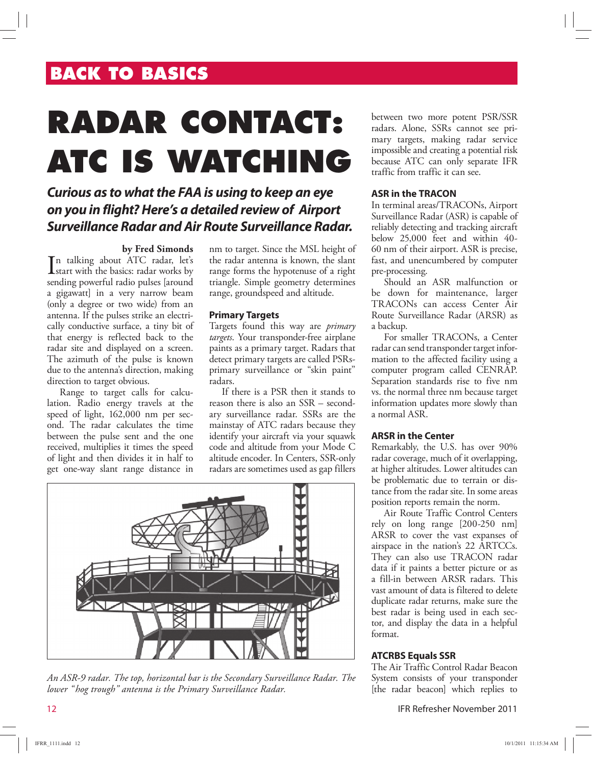BACK TO BASICS

# RADAR CONTACT: ATC IS WATCHING

***Curious as to what the FAA is using to keep an eye on you in flight? Here's a detailed review of Airport Surveillance Radar and Air Route Surveillance Radar.***

**by Fred Simonds**

In talking about ATC radar, let's start with the basics: radar works by sending powerful radio pulses [around a gigawatt] in a very narrow beam (only a degree or two wide) from an antenna. If the pulses strike an electrically conductive surface, a tiny bit of that energy is reflected back to the radar site and displayed on a screen. The azimuth of the pulse is known due to the antenna's direction, making direction to target obvious.

Range to target calls for calculation. Radio energy travels at the speed of light, 162,000 nm per second. The radar calculates the time between the pulse sent and the one received, multiplies it times the speed of light and then divides it in half to get one-way slant range distance in nm to target. Since the MSL height of the radar antenna is known, the slant range forms the hypotenuse of a right triangle. Simple geometry determines range, groundspeed and altitude.

## Primary Targets

Targets found this way are *primary targets*. Your transponder-free airplane paints as a primary target. Radars that detect primary targets are called PSRs-primary surveillance or "skin paint" radars.

If there is a PSR then it stands to reason there is also an SSR – secondary surveillance radar. SSRs are the mainstay of ATC radars because they identify your aircraft via your squawk code and altitude from your Mode C altitude encoder. In Centers, SSR-only radars are sometimes used as gap fillers between two more potent PSR/SSR radars. Alone, SSRs cannot see primary targets, making radar service impossible and creating a potential risk because ATC can only separate IFR traffic from traffic it can see.

*An ASR-9 radar. The top, horizontal bar is the Secondary Surveillance Radar. The lower "hog trough" antenna is the Primary Surveillance Radar.*

## ASR in the TRACON

In terminal areas/TRACONs, Airport Surveillance Radar (ASR) is capable of reliably detecting and tracking aircraft below 25,000 feet and within 40-60 nm of their airport. ASR is precise, fast, and unencumbered by computer pre-processing.

Should an ASR malfunction or be down for maintenance, larger TRACONs can access Center Air Route Surveillance Radar (ARSR) as a backup.

For smaller TRACONs, a Center radar can send transponder target information to the affected facility using a computer program called CENRAP. Separation standards rise to five nm vs. the normal three nm because target information updates more slowly than a normal ASR.

## ARSR in the Center

Remarkably, the U.S. has over 90% radar coverage, much of it overlapping, at higher altitudes. Lower altitudes can be problematic due to terrain or distance from the radar site. In some areas position reports remain the norm.

Air Route Traffic Control Centers rely on long range [200-250 nm] ARSR to cover the vast expanses of airspace in the nation's 22 ARTCCs. They can also use TRACON radar data if it paints a better picture or as a fill-in between ARSR radars. This vast amount of data is filtered to delete duplicate radar returns, make sure the best radar is being used in each sector, and display the data in a helpful format.

## ATCRBS Equals SSR

The Air Traffic Control Radar Beacon System consists of your transponder [the radar beacon] which replies to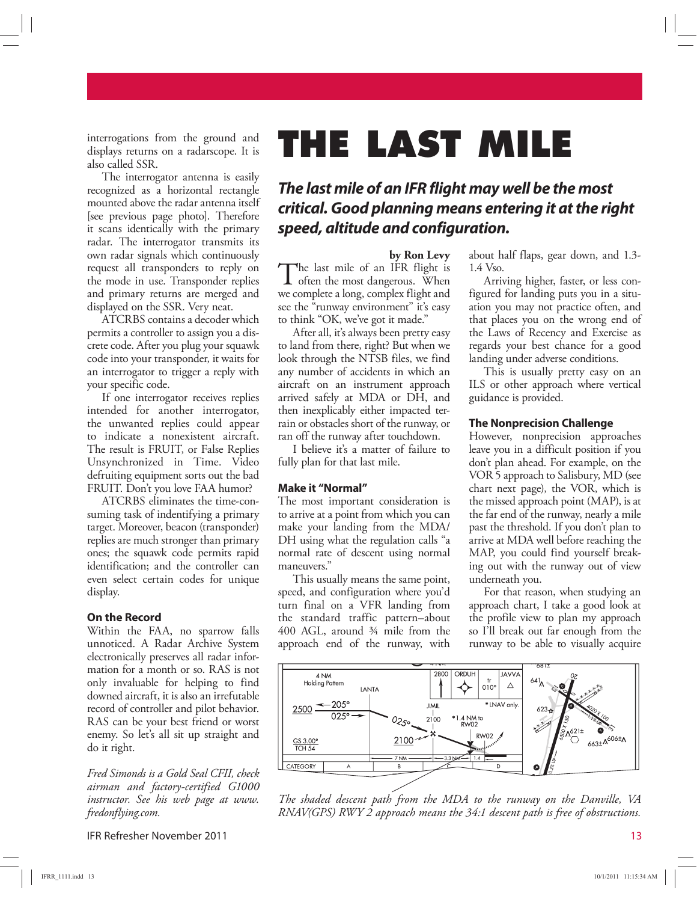interrogations from the ground and displays returns on a radarscope. It is also called SSR.

The interrogator antenna is easily recognized as a horizontal rectangle mounted above the radar antenna itself [see previous page photo]. Therefore it scans identically with the primary radar. The interrogator transmits its own radar signals which continuously request all transponders to reply on the mode in use. Transponder replies and primary returns are merged and displayed on the SSR. Very neat.

ATCRBS contains a decoder which permits a controller to assign you a discrete code. After you plug your squawk code into your transponder, it waits for an interrogator to trigger a reply with your specific code.

If one interrogator receives replies intended for another interrogator, the unwanted replies could appear to indicate a nonexistent aircraft. The result is FRUIT, or False Replies Unsynchronized in Time. Video defruiting equipment sorts out the bad FRUIT. Don't you love FAA humor?

ATCRBS eliminates the time-consuming task of indentifying a primary target. Moreover, beacon (transponder) replies are much stronger than primary ones; the squawk code permits rapid identification; and the controller can even select certain codes for unique display.

### On the Record

Within the FAA, no sparrow falls unnoticed. A Radar Archive System electronically preserves all radar information for a month or so. RAS is not only invaluable for helping to find downed aircraft, it is also an irrefutable record of controller and pilot behavior. RAS can be your best friend or worst enemy. So let's all sit up straight and do it right.

*Fred Simonds is a Gold Seal CFII, check airman and factory-certified G1000 instructor. See his web page at www.fredonflying.com.*

# THE LAST MILE

## *The last mile of an IFR flight may well be the most critical. Good planning means entering it at the right speed, altitude and configuration.*

**by Ron Levy**

The last mile of an IFR flight is often the most dangerous. When we complete a long, complex flight and see the "runway environment" it's easy to think "OK, we've got it made."

After all, it's always been pretty easy to land from there, right? But when we look through the NTSB files, we find any number of accidents in which an aircraft on an instrument approach arrived safely at MDA or DH, and then inexplicably either impacted terrain or obstacles short of the runway, or ran off the runway after touchdown.

I believe it's a matter of failure to fully plan for that last mile.

### Make it "Normal"

The most important consideration is to arrive at a point from which you can make your landing from the MDA/DH using what the regulation calls "a normal rate of descent using normal maneuvers."

This usually means the same point, speed, and configuration where you'd turn final on a VFR landing from the standard traffic pattern–about 400 AGL, around ¾ mile from the approach end of the runway, with about half flaps, gear down, and 1.3-1.4 Vso.

Arriving higher, faster, or less configured for landing puts you in a situation you may not practice often, and that places you on the wrong end of the Laws of Recency and Exercise as regards your best chance for a good landing under adverse conditions.

This is usually pretty easy on an ILS or other approach where vertical guidance is provided.

### The Nonprecision Challenge

However, nonprecision approaches leave you in a difficult position if you don't plan ahead. For example, on the VOR 5 approach to Salisbury, MD (see chart next page), the VOR, which is the missed approach point (MAP), is at the far end of the runway, nearly a mile past the threshold. If you don't plan to arrive at MDA well before reaching the MAP, you could find yourself breaking out with the runway out of view underneath you.

For that reason, when studying an approach chart, I take a good look at the profile view to plan my approach so I'll break out far enough from the runway to be able to visually acquire

4 NM
Holding Pattern
LANTA
2500
205°
025°
025°
GS 3.00°
TCH 54
2800
ORDUH
JIMIL
2100
2100
tr 010°
JAVVA
* LNAV only.
*1.4 NM to RW02
RW02
7 NM
3.3 NM
1.4
CATEGORY
A
B
C
D
681±
641
623
621±
663±
606±
6500 X 150
4020 X 100

*The shaded descent path from the MDA to the runway on the Danville, VA RNAV(GPS) RWY 2 approach means the 34:1 descent path is free of obstructions.*